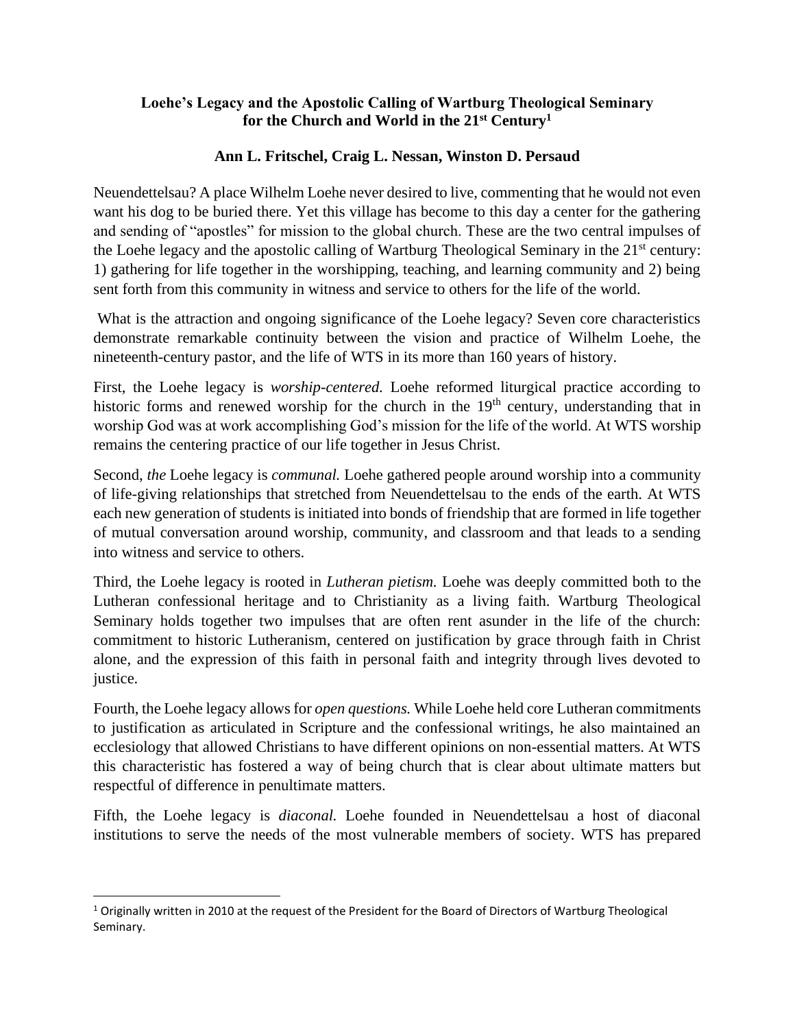**Loehe's Legacy and the Apostolic Calling of Wartburg Theological Seminary for the Church and World in the 21st Century[1]**

**Ann L. Fritschel, Craig L. Nessan, Winston D. Persaud**

Neuendettelsau? A place Wilhelm Loehe never desired to live, commenting that he would not even want his dog to be buried there. Yet this village has become to this day a center for the gathering and sending of "apostles" for mission to the global church. These are the two central impulses of the Loehe legacy and the apostolic calling of Wartburg Theological Seminary in the 21st century: 1) gathering for life together in the worshipping, teaching, and learning community and 2) being sent forth from this community in witness and service to others for the life of the world.

What is the attraction and ongoing significance of the Loehe legacy? Seven core characteristics demonstrate remarkable continuity between the vision and practice of Wilhelm Loehe, the nineteenth-century pastor, and the life of WTS in its more than 160 years of history.

First, the Loehe legacy is *worship-centered.* Loehe reformed liturgical practice according to historic forms and renewed worship for the church in the 19th century, understanding that in worship God was at work accomplishing God's mission for the life of the world. At WTS worship remains the centering practice of our life together in Jesus Christ.

Second, *the* Loehe legacy is *communal.* Loehe gathered people around worship into a community of life-giving relationships that stretched from Neuendettelsau to the ends of the earth. At WTS each new generation of students is initiated into bonds of friendship that are formed in life together of mutual conversation around worship, community, and classroom and that leads to a sending into witness and service to others.

Third, the Loehe legacy is rooted in *Lutheran pietism.* Loehe was deeply committed both to the Lutheran confessional heritage and to Christianity as a living faith. Wartburg Theological Seminary holds together two impulses that are often rent asunder in the life of the church: commitment to historic Lutheranism, centered on justification by grace through faith in Christ alone, and the expression of this faith in personal faith and integrity through lives devoted to justice.

Fourth, the Loehe legacy allows for *open questions.* While Loehe held core Lutheran commitments to justification as articulated in Scripture and the confessional writings, he also maintained an ecclesiology that allowed Christians to have different opinions on non-essential matters. At WTS this characteristic has fostered a way of being church that is clear about ultimate matters but respectful of difference in penultimate matters.

Fifth, the Loehe legacy is *diaconal.* Loehe founded in Neuendettelsau a host of diaconal institutions to serve the needs of the most vulnerable members of society. WTS has prepared

[1] Originally written in 2010 at the request of the President for the Board of Directors of Wartburg Theological Seminary.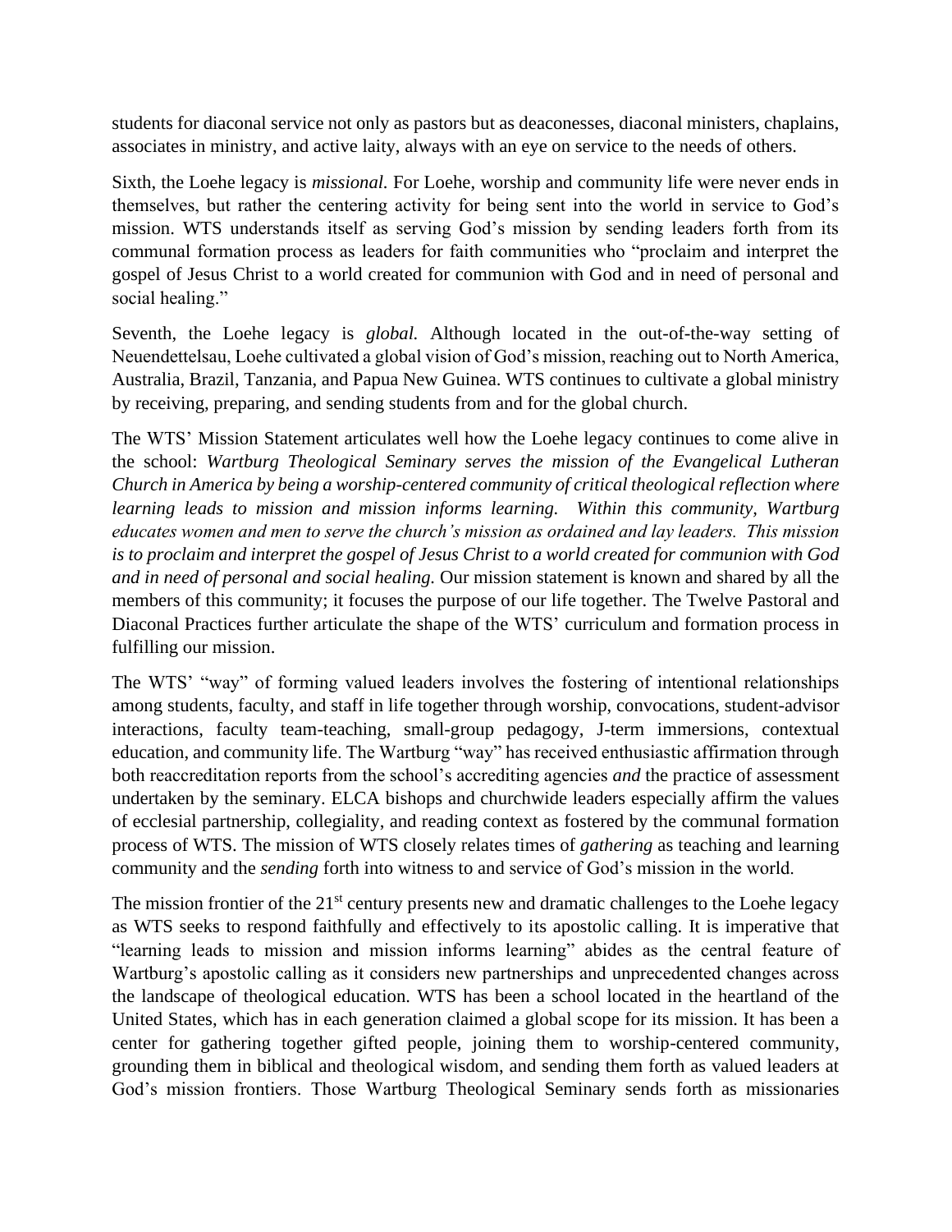students for diaconal service not only as pastors but as deaconesses, diaconal ministers, chaplains, associates in ministry, and active laity, always with an eye on service to the needs of others.

Sixth, the Loehe legacy is *missional.* For Loehe, worship and community life were never ends in themselves, but rather the centering activity for being sent into the world in service to God's mission. WTS understands itself as serving God's mission by sending leaders forth from its communal formation process as leaders for faith communities who "proclaim and interpret the gospel of Jesus Christ to a world created for communion with God and in need of personal and social healing."

Seventh, the Loehe legacy is *global.* Although located in the out-of-the-way setting of Neuendettelsau, Loehe cultivated a global vision of God's mission, reaching out to North America, Australia, Brazil, Tanzania, and Papua New Guinea. WTS continues to cultivate a global ministry by receiving, preparing, and sending students from and for the global church.

The WTS' Mission Statement articulates well how the Loehe legacy continues to come alive in the school: *Wartburg Theological Seminary serves the mission of the Evangelical Lutheran Church in America by being a worship-centered community of critical theological reflection where learning leads to mission and mission informs learning. Within this community, Wartburg educates women and men to serve the church's mission as ordained and lay leaders. This mission is to proclaim and interpret the gospel of Jesus Christ to a world created for communion with God and in need of personal and social healing.* Our mission statement is known and shared by all the members of this community; it focuses the purpose of our life together. The Twelve Pastoral and Diaconal Practices further articulate the shape of the WTS' curriculum and formation process in fulfilling our mission.

The WTS' "way" of forming valued leaders involves the fostering of intentional relationships among students, faculty, and staff in life together through worship, convocations, student-advisor interactions, faculty team-teaching, small-group pedagogy, J-term immersions, contextual education, and community life. The Wartburg "way" has received enthusiastic affirmation through both reaccreditation reports from the school's accrediting agencies *and* the practice of assessment undertaken by the seminary. ELCA bishops and churchwide leaders especially affirm the values of ecclesial partnership, collegiality, and reading context as fostered by the communal formation process of WTS. The mission of WTS closely relates times of *gathering* as teaching and learning community and the *sending* forth into witness to and service of God's mission in the world.

The mission frontier of the 21st century presents new and dramatic challenges to the Loehe legacy as WTS seeks to respond faithfully and effectively to its apostolic calling. It is imperative that "learning leads to mission and mission informs learning" abides as the central feature of Wartburg's apostolic calling as it considers new partnerships and unprecedented changes across the landscape of theological education. WTS has been a school located in the heartland of the United States, which has in each generation claimed a global scope for its mission. It has been a center for gathering together gifted people, joining them to worship-centered community, grounding them in biblical and theological wisdom, and sending them forth as valued leaders at God's mission frontiers. Those Wartburg Theological Seminary sends forth as missionaries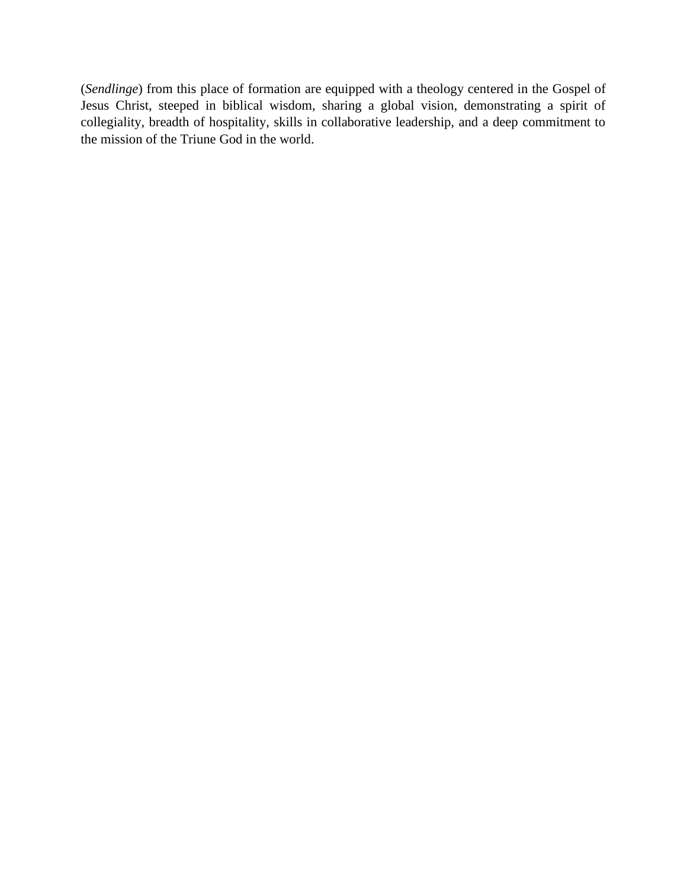(*Sendlinge*) from this place of formation are equipped with a theology centered in the Gospel of Jesus Christ, steeped in biblical wisdom, sharing a global vision, demonstrating a spirit of collegiality, breadth of hospitality, skills in collaborative leadership, and a deep commitment to the mission of the Triune God in the world.